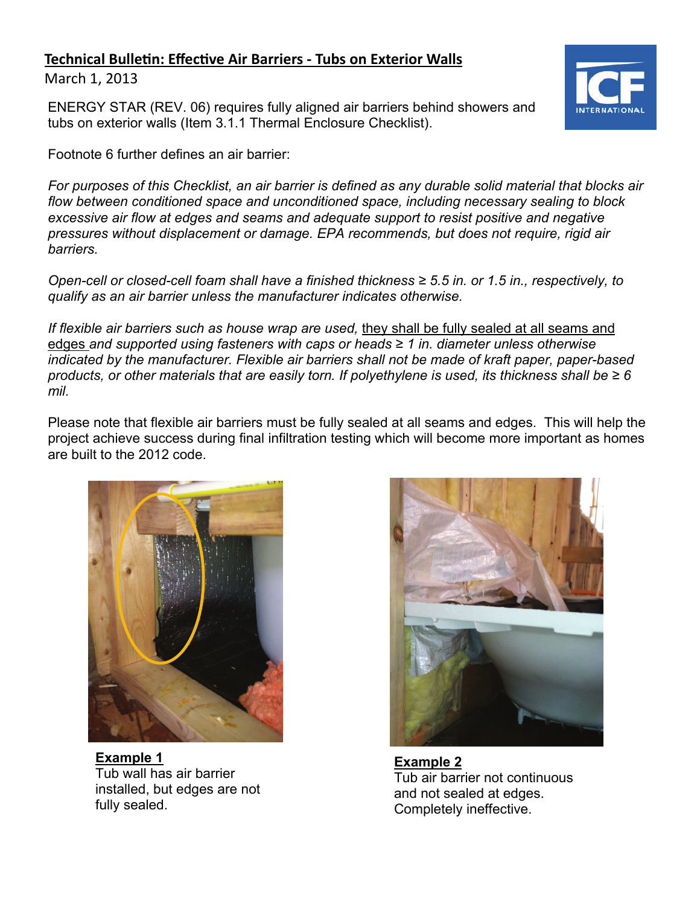## Technical Bulletin: Effective Air Barriers - Tubs on Exterior Walls

March 1, 2013

ENERGY STAR (REV. 06) requires fully aligned air barriers behind showers and tubs on exterior walls (Item 3.1.1 Thermal Enclosure Checklist).

Footnote 6 further defines an air barrier:

*For purposes of this Checklist, an air barrier is defined as any durable solid material that blocks air flow between conditioned space and unconditioned space, including necessary sealing to block excessive air flow at edges and seams and adequate support to resist positive and negative pressures without displacement or damage. EPA recommends, but does not require, rigid air barriers.*

*Open-cell or closed-cell foam shall have a finished thickness ≥ 5.5 in. or 1.5 in., respectively, to qualify as an air barrier unless the manufacturer indicates otherwise.*

*If flexible air barriers such as house wrap are used, they shall be fully sealed at all seams and edges and supported using fasteners with caps or heads ≥ 1 in. diameter unless otherwise indicated by the manufacturer. Flexible air barriers shall not be made of kraft paper, paper-based products, or other materials that are easily torn. If polyethylene is used, its thickness shall be ≥ 6 mil.*

Please note that flexible air barriers must be fully sealed at all seams and edges. This will help the project achieve success during final infiltration testing which will become more important as homes are built to the 2012 code.

**Example 1**
Tub wall has air barrier installed, but edges are not fully sealed.

**Example 2**
Tub air barrier not continuous and not sealed at edges. Completely ineffective.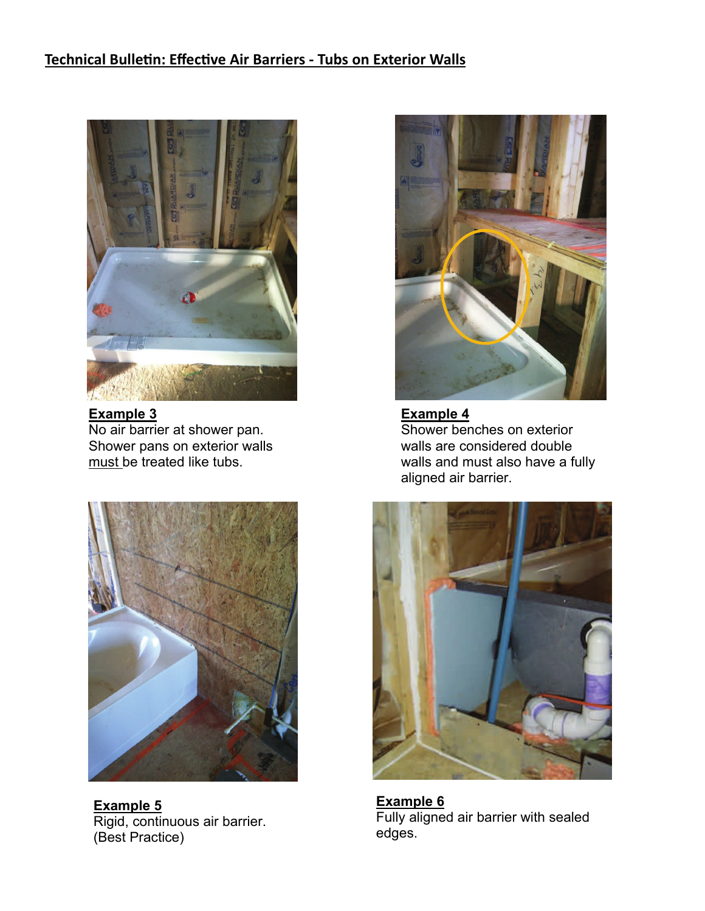**Technical Bulletin: Effective Air Barriers - Tubs on Exterior Walls**

**Example 3**
No air barrier at shower pan. Shower pans on exterior walls must be treated like tubs.

**Example 4**
Shower benches on exterior walls are considered double walls and must also have a fully aligned air barrier.

**Example 5**
Rigid, continuous air barrier. (Best Practice)

**Example 6**
Fully aligned air barrier with sealed edges.